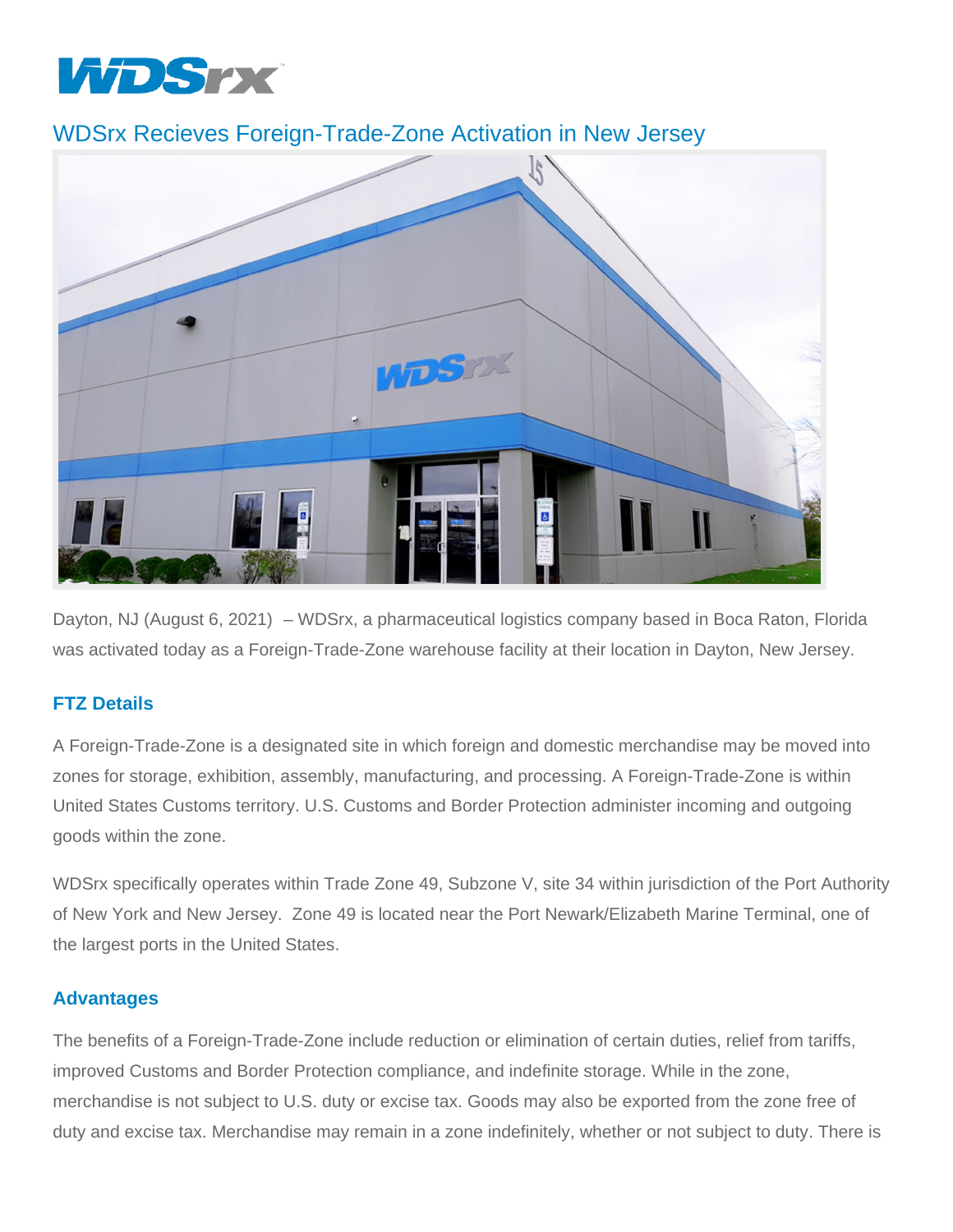# WDSrx Recieves Foreign-Trade-Zone Activation in New Jersey

Dayton, NJ (August 6, 2021) – WDSrx, a pharmaceutical logistics company based in Boca Raton, Florida was activated today as a Foreign-Trade-Zone warehouse facility at their location in Dayton, New Jersey.

## FTZ Details

A Foreign-Trade-Zone is a designated site in which foreign and domestic merchandise may be moved into zones for storage, exhibition, assembly, manufacturing, and processing. A Foreign-Trade-Zone is within United States Customs territory. U.S. Customs and Border Protection administer incoming and outgoing goods within the zone.

WDSrx specifically operates within Trade Zone 49, Subzone V, site 34 within jurisdiction of the Port Authority of New York and New Jersey. Zone 49 is located near the Port Newark/Elizabeth Marine Terminal, one of the largest ports in the United States.

## Advantages

The benefits of a Foreign-Trade-Zone include reduction or elimination of certain duties, relief from tariffs, improved Customs and Border Protection compliance, and indefinite storage. While in the zone, merchandise is not subject to U.S. duty or excise tax. Goods may also be exported from the zone free of duty and excise tax. Merchandise may remain in a zone indefinitely, whether or not subject to duty. There is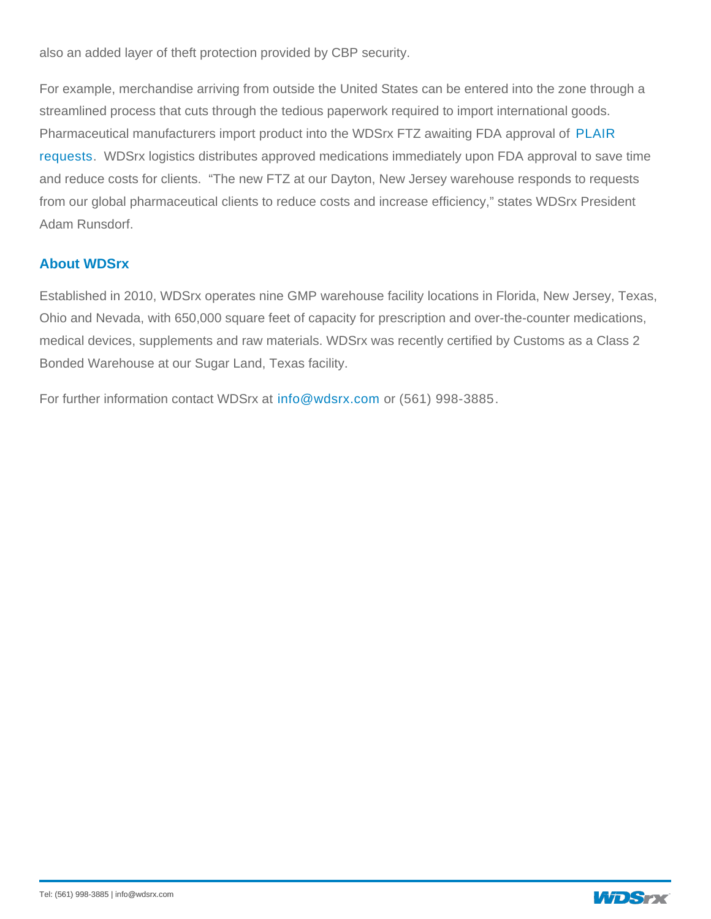also an added layer of theft protection provided by CBP security.

For example, merchandise arriving from outside the United States can be entered into the zone through a streamlined process that cuts through the tedious paperwork required to import international goods. Pharmaceutical manufacturers import product into the WDSrx FTZ awaiting FDA approval of PLAIR requests. WDSrx logistics distributes approved medications immediately upon FDA approval to save time and reduce costs for clients. "The new FTZ at our Dayton, New Jersey warehouse responds to requests from our global pharmaceutical clients to reduce costs and increase efficiency," states WDSrx President Adam Runsdorf.

## About WDSrx

Established in 2010, WDSrx operates nine GMP warehouse facility locations in Florida, New Jersey, Texas, Ohio and Nevada, with 650,000 square feet of capacity for prescription and over-the-counter medications, medical devices, supplements and raw materials. WDSrx was recently certified by Customs as a Class 2 Bonded Warehouse at our Sugar Land, Texas facility.

For further information contact WDSrx at info@wdsrx.com or (561) 998-3885.